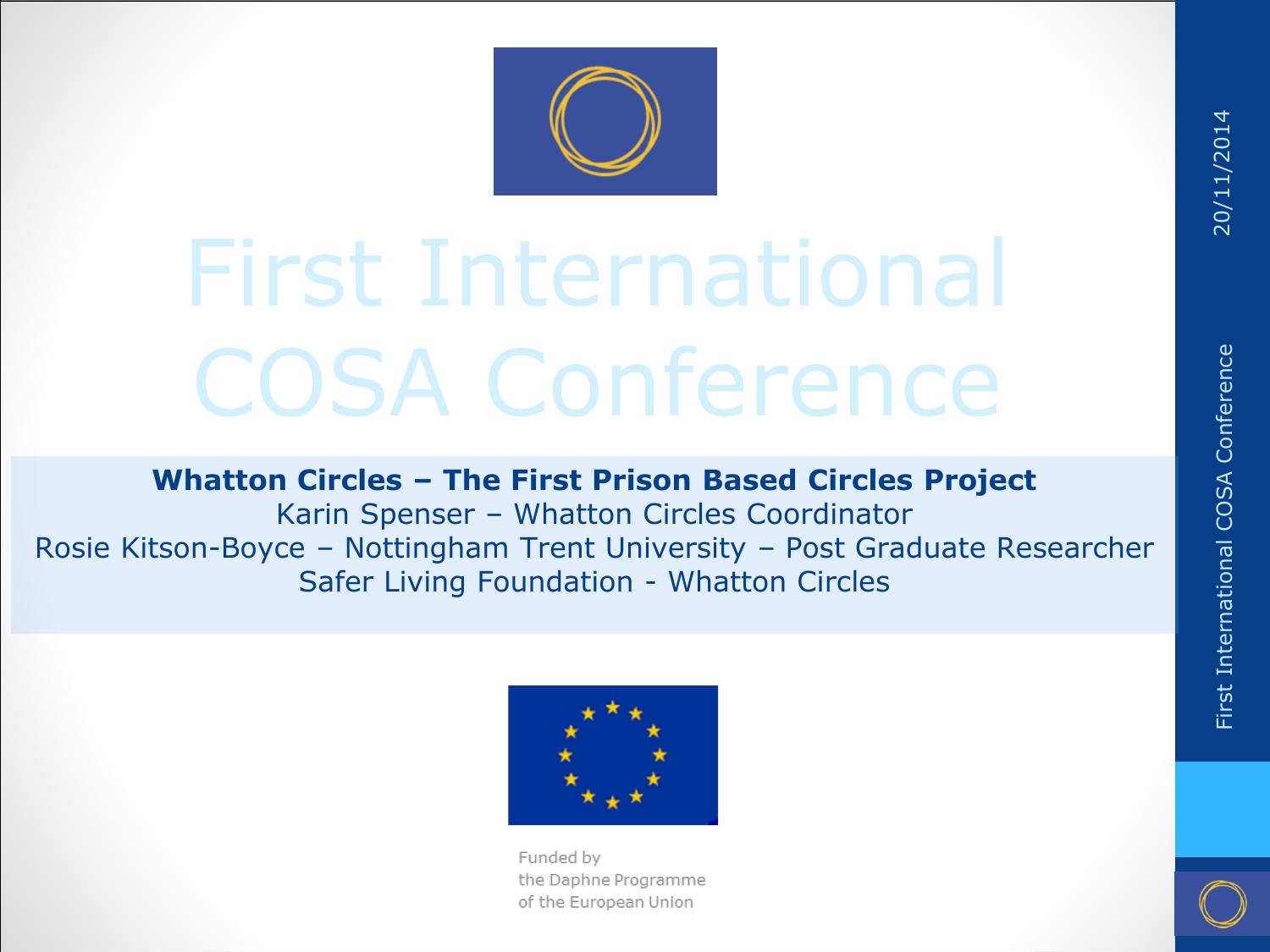# First International COSA Conference

**Whatton Circles – The First Prison Based Circles Project**

Karin Spenser – Whatton Circles Coordinator

Rosie Kitson-Boyce – Nottingham Trent University – Post Graduate Researcher

Safer Living Foundation - Whatton Circles

Funded by
the Daphne Programme
of the European Union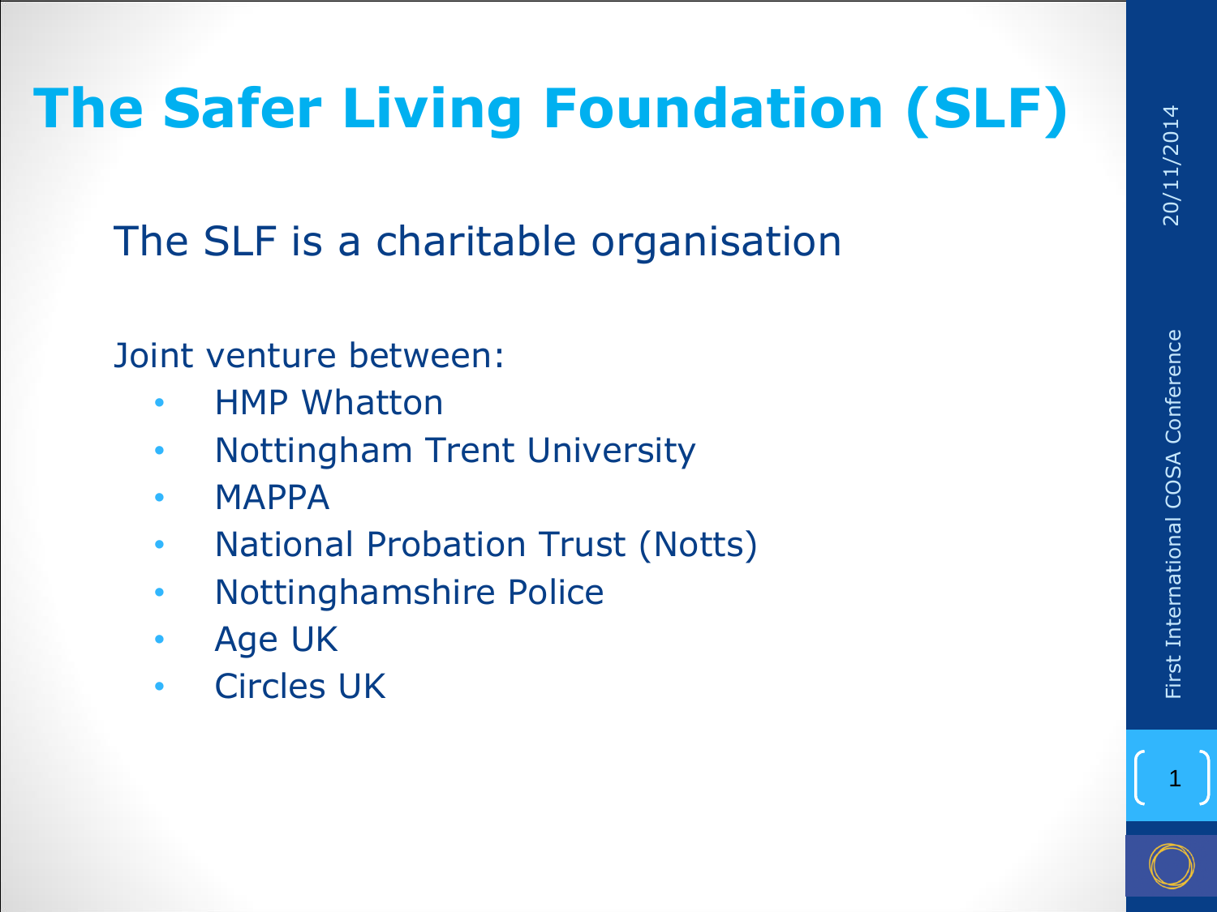# The Safer Living Foundation (SLF)

The SLF is a charitable organisation

Joint venture between:

- HMP Whatton
- Nottingham Trent University
- MAPPA
- National Probation Trust (Notts)
- Nottinghamshire Police
- Age UK
- Circles UK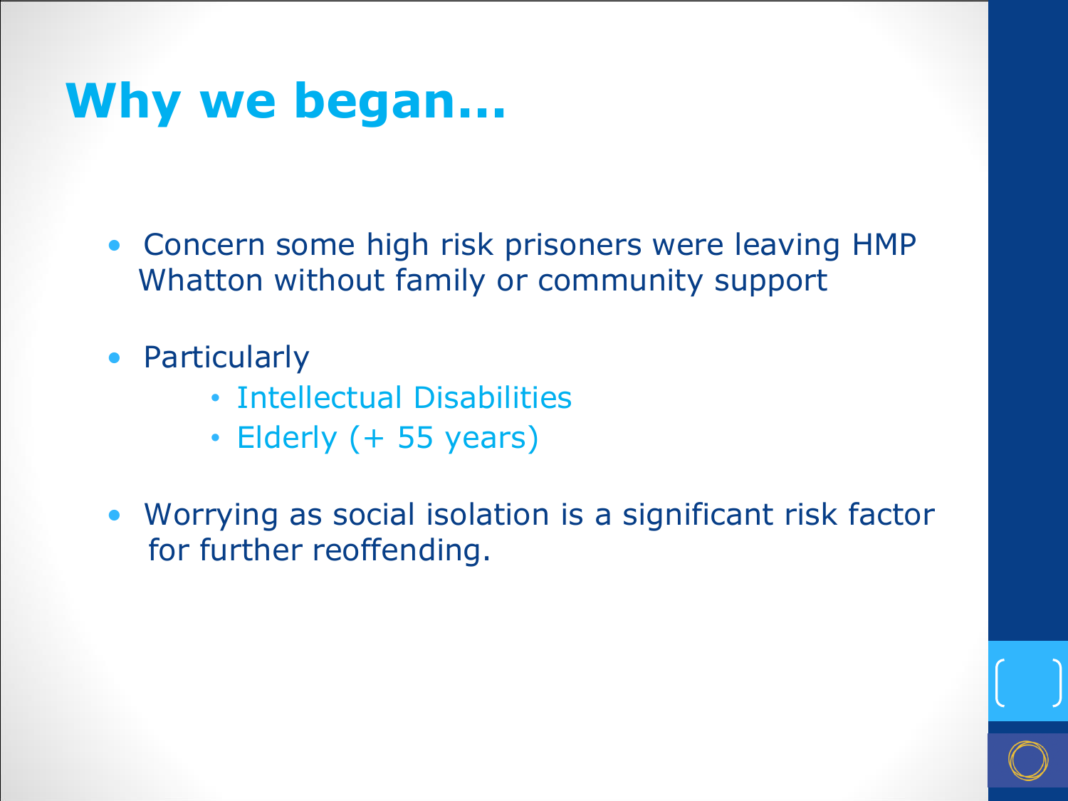# Why we began…

- Concern some high risk prisoners were leaving HMP Whatton without family or community support
- Particularly
  - Intellectual Disabilities
  - Elderly (+ 55 years)
- Worrying as social isolation is a significant risk factor for further reoffending.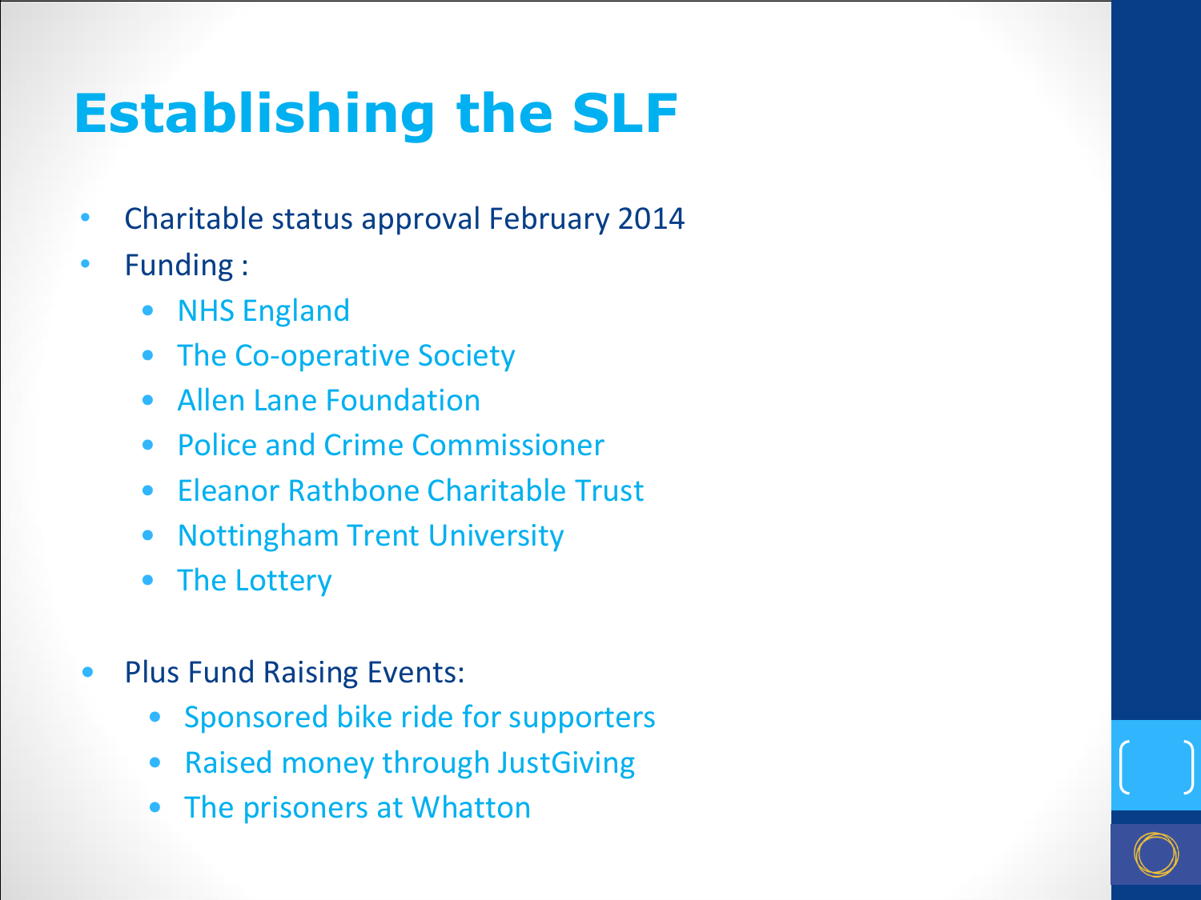# Establishing the SLF

- Charitable status approval February 2014
- Funding :
  - NHS England
  - The Co-operative Society
  - Allen Lane Foundation
  - Police and Crime Commissioner
  - Eleanor Rathbone Charitable Trust
  - Nottingham Trent University
  - The Lottery

- Plus Fund Raising Events:
  - Sponsored bike ride for supporters
  - Raised money through JustGiving
  - The prisoners at Whatton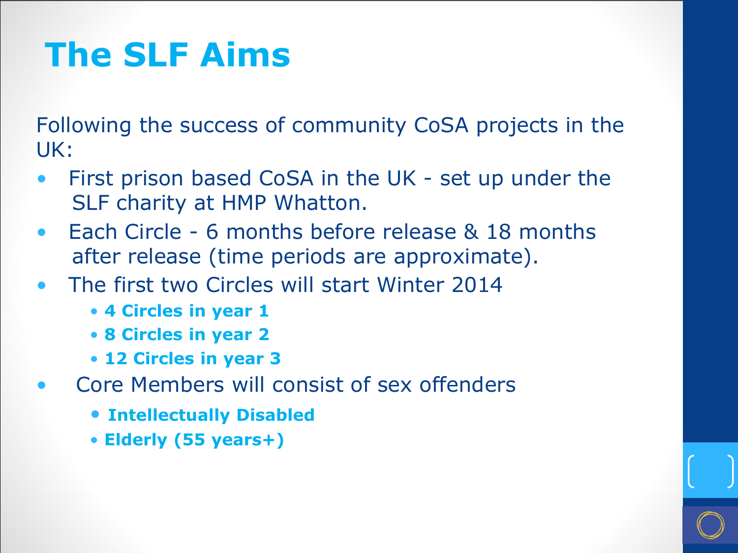# The SLF Aims

Following the success of community CoSA projects in the UK:

- First prison based CoSA in the UK - set up under the SLF charity at HMP Whatton.
- Each Circle - 6 months before release & 18 months after release (time periods are approximate).
- The first two Circles will start Winter 2014
  - **4 Circles in year 1**
  - **8 Circles in year 2**
  - **12 Circles in year 3**
- Core Members will consist of sex offenders
  - **Intellectually Disabled**
  - **Elderly (55 years+)**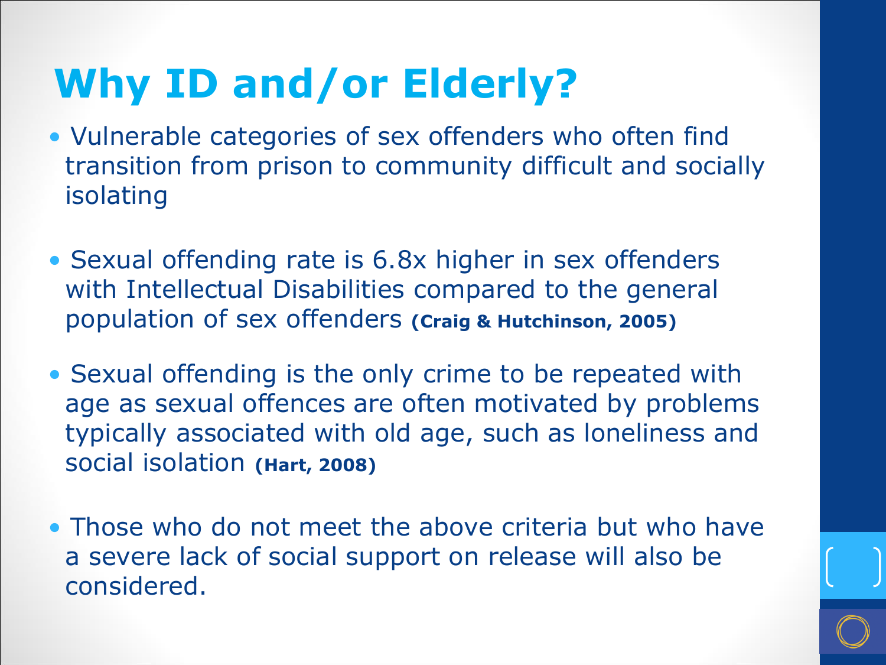# Why ID and/or Elderly?

- Vulnerable categories of sex offenders who often find transition from prison to community difficult and socially isolating
- Sexual offending rate is 6.8x higher in sex offenders with Intellectual Disabilities compared to the general population of sex offenders **(Craig & Hutchinson, 2005)**
- Sexual offending is the only crime to be repeated with age as sexual offences are often motivated by problems typically associated with old age, such as loneliness and social isolation **(Hart, 2008)**
- Those who do not meet the above criteria but who have a severe lack of social support on release will also be considered.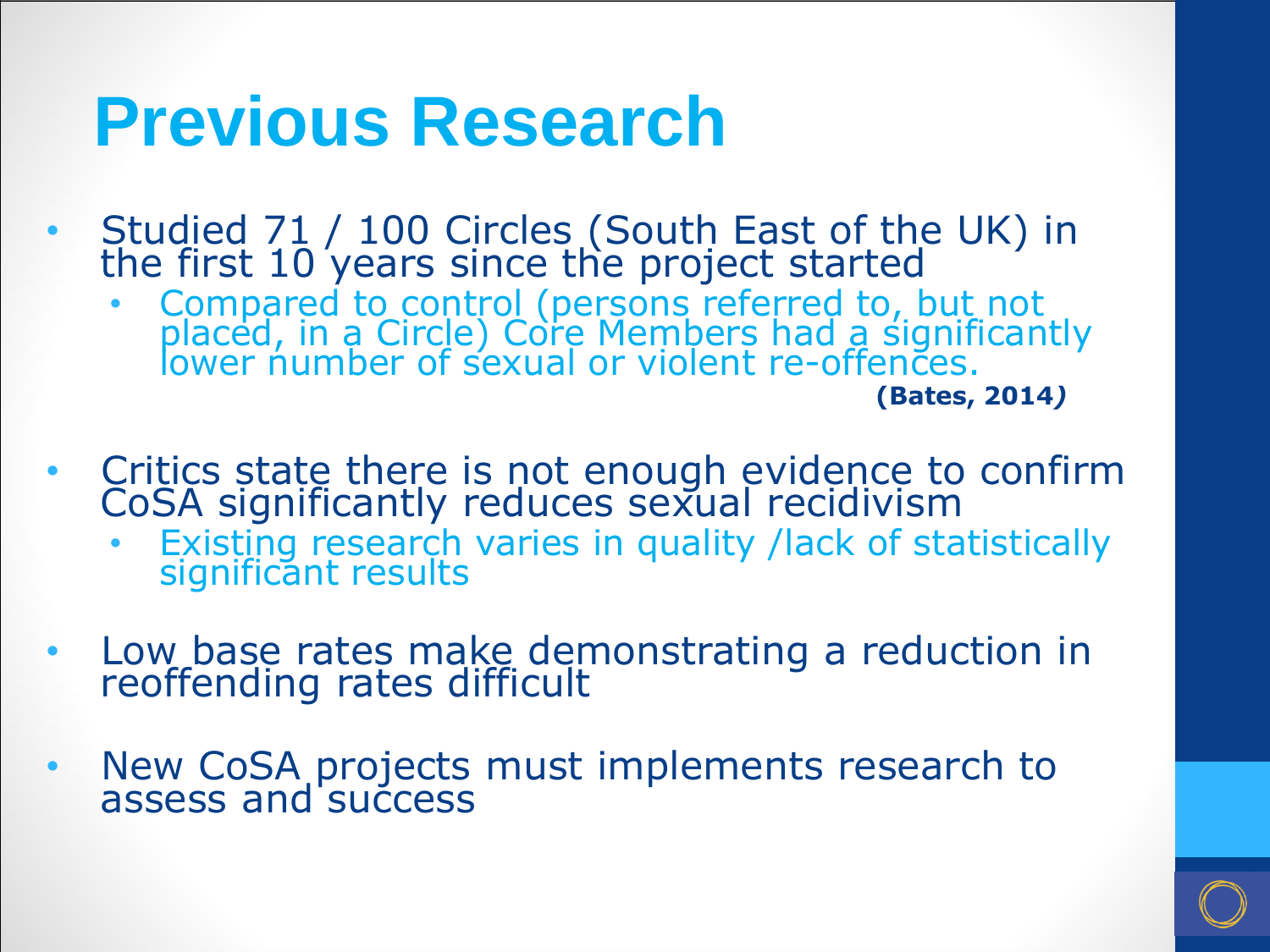# Previous Research

- Studied 71 / 100 Circles (South East of the UK) in the first 10 years since the project started
  - Compared to control (persons referred to, but not placed, in a Circle) Core Members had a significantly lower number of sexual or violent re-offences.

**(Bates, 2014)**

- Critics state there is not enough evidence to confirm CoSA significantly reduces sexual recidivism
  - Existing research varies in quality /lack of statistically significant results
- Low base rates make demonstrating a reduction in reoffending rates difficult
- New CoSA projects must implements research to assess and success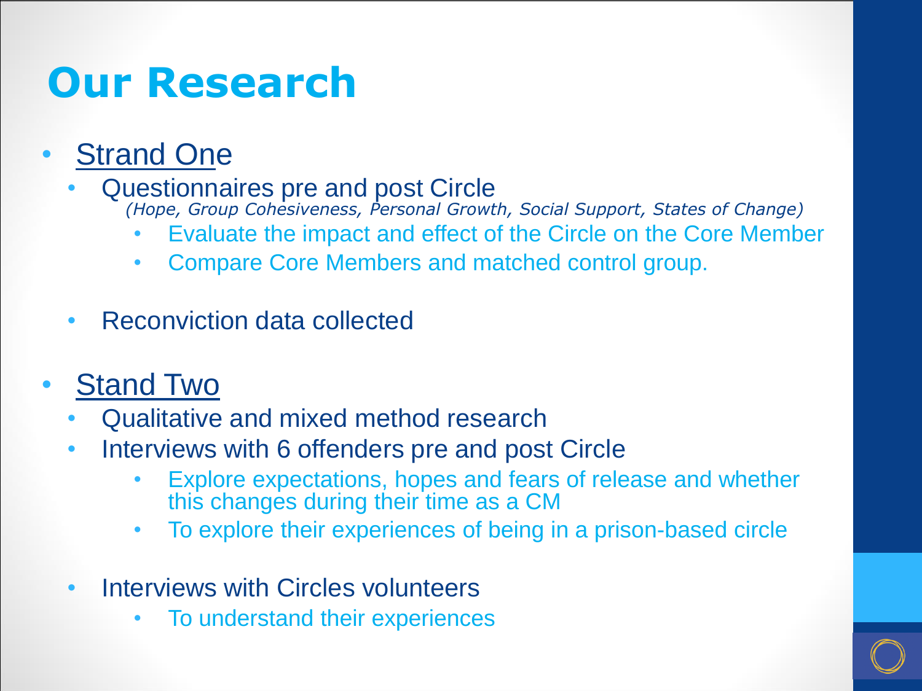# Our Research

- Strand One
  - Questionnaires pre and post Circle
    *(Hope, Group Cohesiveness, Personal Growth, Social Support, States of Change)*
    - Evaluate the impact and effect of the Circle on the Core Member
    - Compare Core Members and matched control group.
  - Reconviction data collected
- Stand Two
  - Qualitative and mixed method research
  - Interviews with 6 offenders pre and post Circle
    - Explore expectations, hopes and fears of release and whether this changes during their time as a CM
    - To explore their experiences of being in a prison-based circle
  - Interviews with Circles volunteers
    - To understand their experiences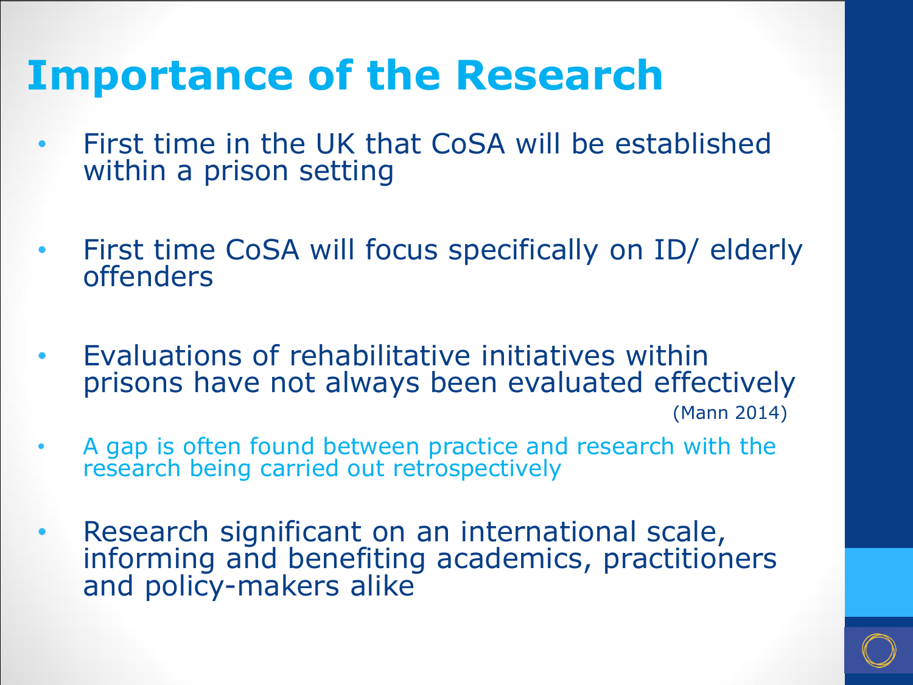# Importance of the Research

- First time in the UK that CoSA will be established within a prison setting
- First time CoSA will focus specifically on ID/ elderly offenders
- Evaluations of rehabilitative initiatives within prisons have not always been evaluated effectively (Mann 2014)
- A gap is often found between practice and research with the research being carried out retrospectively
- Research significant on an international scale, informing and benefiting academics, practitioners and policy-makers alike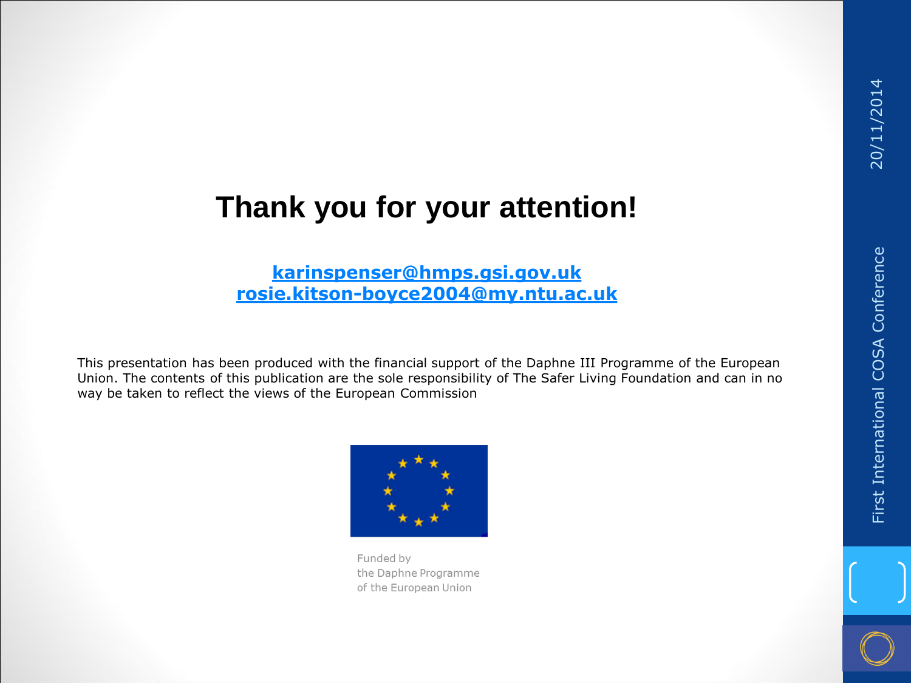# Thank you for your attention!

**karinspenser@hmps.gsi.gov.uk**
**rosie.kitson-boyce2004@my.ntu.ac.uk**

This presentation has been produced with the financial support of the Daphne III Programme of the European Union. The contents of this publication are the sole responsibility of The Safer Living Foundation and can in no way be taken to reflect the views of the European Commission

Funded by
the Daphne Programme
of the European Union